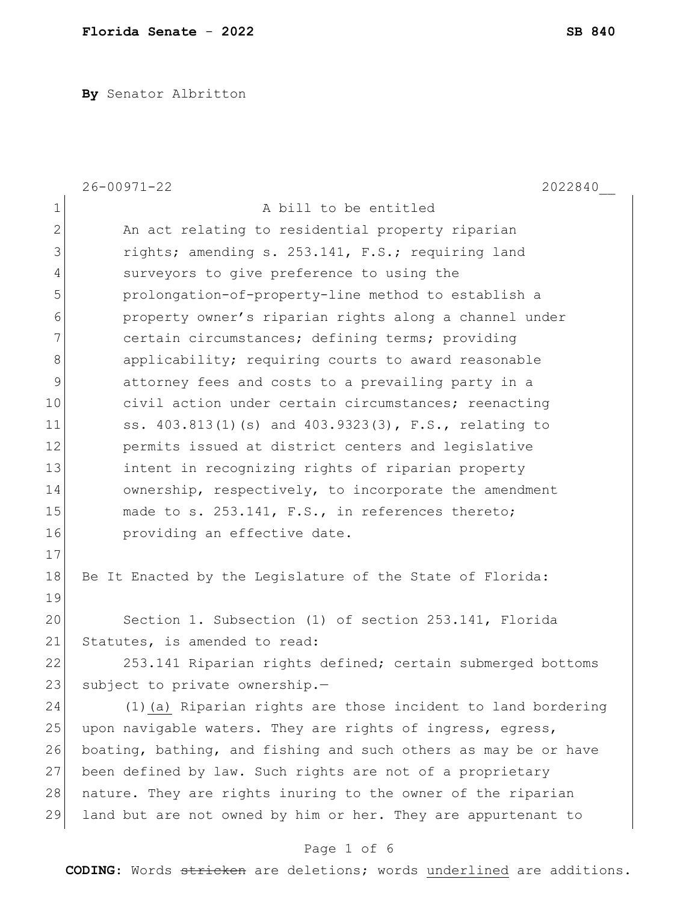**By** Senator Albritton

26-00971-22 2022840__

A bill to be entitled

An act relating to residential property riparian rights; amending s. 253.141, F.S.; requiring land surveyors to give preference to using the prolongation-of-property-line method to establish a property owner's riparian rights along a channel under certain circumstances; defining terms; providing applicability; requiring courts to award reasonable attorney fees and costs to a prevailing party in a civil action under certain circumstances; reenacting ss. 403.813(1)(s) and 403.9323(3), F.S., relating to permits issued at district centers and legislative intent in recognizing rights of riparian property ownership, respectively, to incorporate the amendment made to s. 253.141, F.S., in references thereto; providing an effective date.

Be It Enacted by the Legislature of the State of Florida:

Section 1. Subsection (1) of section 253.141, Florida Statutes, is amended to read:

253.141 Riparian rights defined; certain submerged bottoms subject to private ownership.—

(1)<u>(a)</u> Riparian rights are those incident to land bordering upon navigable waters. They are rights of ingress, egress, boating, bathing, and fishing and such others as may be or have been defined by law. Such rights are not of a proprietary nature. They are rights inuring to the owner of the riparian land but are not owned by him or her. They are appurtenant to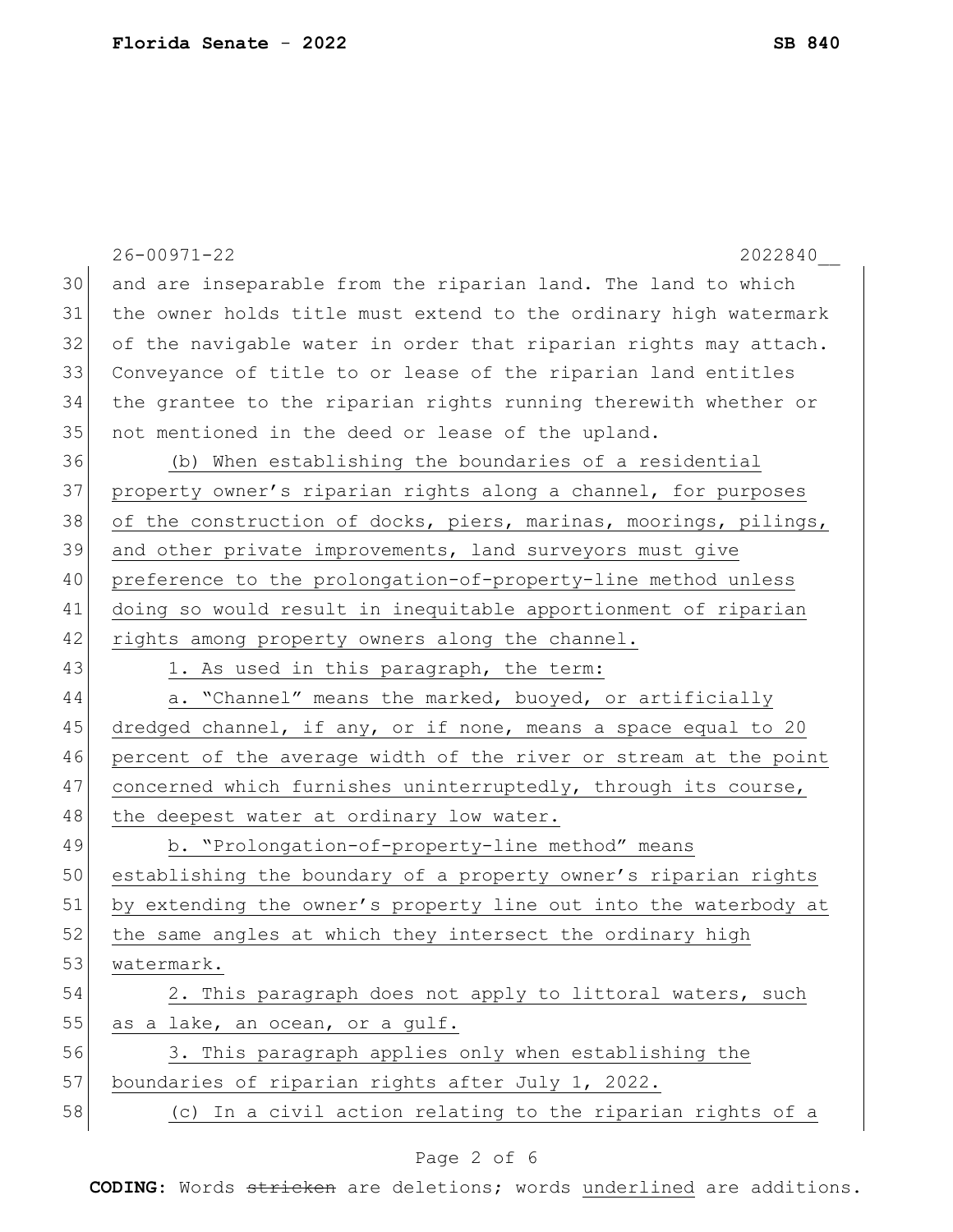and are inseparable from the riparian land. The land to which the owner holds title must extend to the ordinary high watermark of the navigable water in order that riparian rights may attach. Conveyance of title to or lease of the riparian land entitles the grantee to the riparian rights running therewith whether or not mentioned in the deed or lease of the upland.

(b) When establishing the boundaries of a residential property owner's riparian rights along a channel, for purposes of the construction of docks, piers, marinas, moorings, pilings, and other private improvements, land surveyors must give preference to the prolongation-of-property-line method unless doing so would result in inequitable apportionment of riparian rights among property owners along the channel.

1. As used in this paragraph, the term:

a. "Channel" means the marked, buoyed, or artificially dredged channel, if any, or if none, means a space equal to 20 percent of the average width of the river or stream at the point concerned which furnishes uninterruptedly, through its course, the deepest water at ordinary low water.

b. "Prolongation-of-property-line method" means establishing the boundary of a property owner's riparian rights by extending the owner's property line out into the waterbody at the same angles at which they intersect the ordinary high watermark.

2. This paragraph does not apply to littoral waters, such as a lake, an ocean, or a gulf.

3. This paragraph applies only when establishing the boundaries of riparian rights after July 1, 2022.

(c) In a civil action relating to the riparian rights of a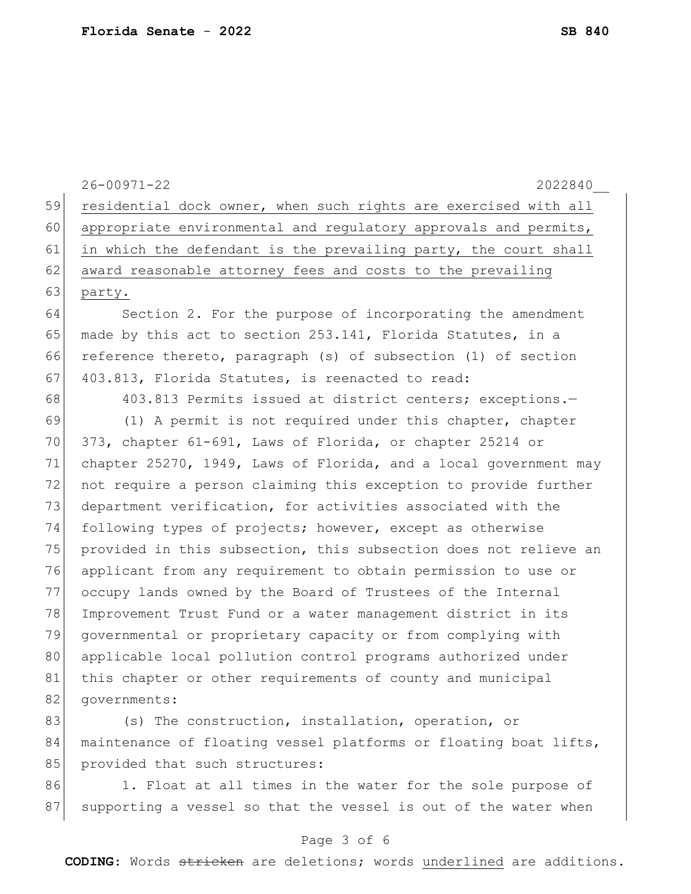residential dock owner, when such rights are exercised with all appropriate environmental and regulatory approvals and permits, in which the defendant is the prevailing party, the court shall award reasonable attorney fees and costs to the prevailing party.

Section 2. For the purpose of incorporating the amendment made by this act to section 253.141, Florida Statutes, in a reference thereto, paragraph (s) of subsection (1) of section 403.813, Florida Statutes, is reenacted to read:

403.813 Permits issued at district centers; exceptions.—

(1) A permit is not required under this chapter, chapter 373, chapter 61-691, Laws of Florida, or chapter 25214 or chapter 25270, 1949, Laws of Florida, and a local government may not require a person claiming this exception to provide further department verification, for activities associated with the following types of projects; however, except as otherwise provided in this subsection, this subsection does not relieve an applicant from any requirement to obtain permission to use or occupy lands owned by the Board of Trustees of the Internal Improvement Trust Fund or a water management district in its governmental or proprietary capacity or from complying with applicable local pollution control programs authorized under this chapter or other requirements of county and municipal governments:

(s) The construction, installation, operation, or maintenance of floating vessel platforms or floating boat lifts, provided that such structures:

1. Float at all times in the water for the sole purpose of supporting a vessel so that the vessel is out of the water when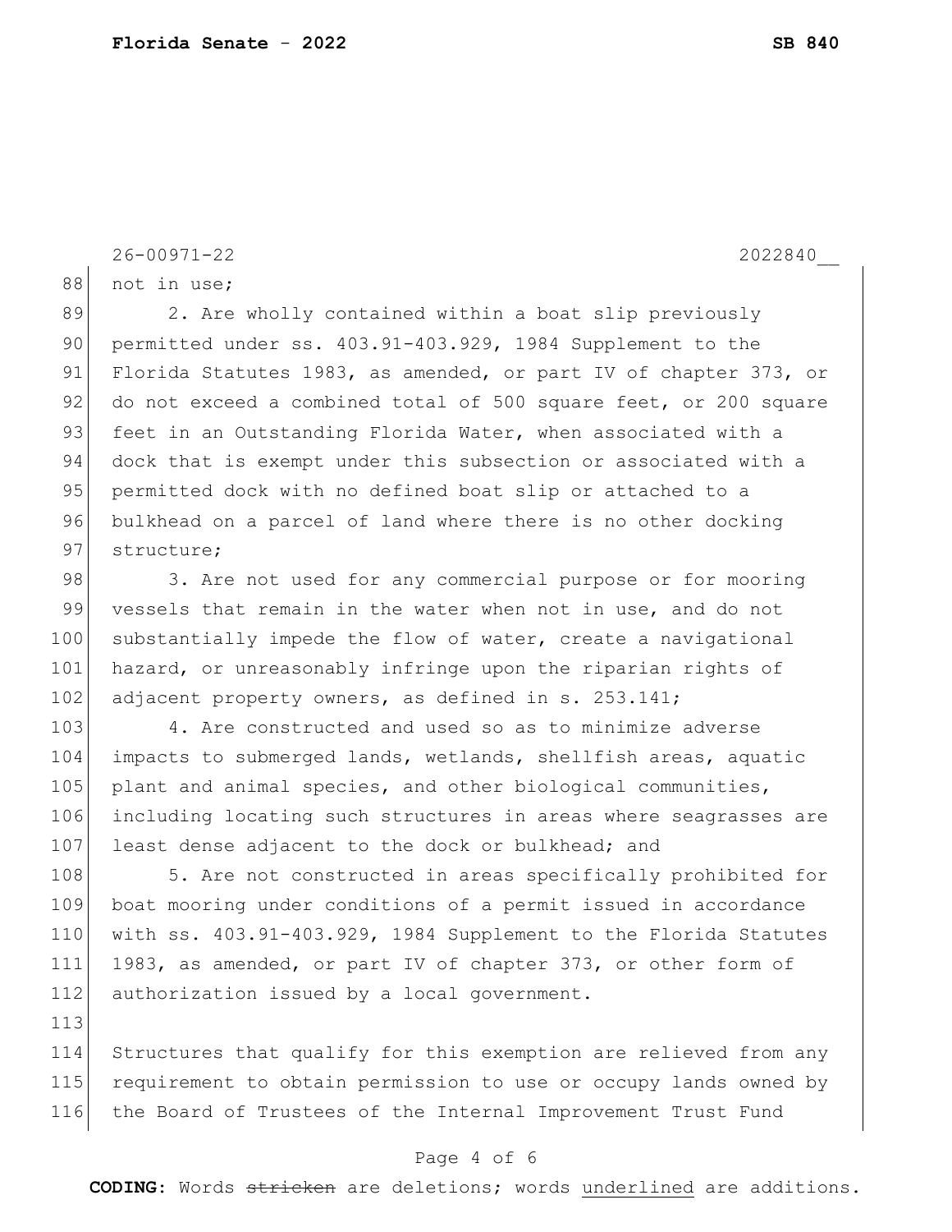not in use;

2. Are wholly contained within a boat slip previously permitted under ss. 403.91-403.929, 1984 Supplement to the Florida Statutes 1983, as amended, or part IV of chapter 373, or do not exceed a combined total of 500 square feet, or 200 square feet in an Outstanding Florida Water, when associated with a dock that is exempt under this subsection or associated with a permitted dock with no defined boat slip or attached to a bulkhead on a parcel of land where there is no other docking structure;

3. Are not used for any commercial purpose or for mooring vessels that remain in the water when not in use, and do not substantially impede the flow of water, create a navigational hazard, or unreasonably infringe upon the riparian rights of adjacent property owners, as defined in s. 253.141;

4. Are constructed and used so as to minimize adverse impacts to submerged lands, wetlands, shellfish areas, aquatic plant and animal species, and other biological communities, including locating such structures in areas where seagrasses are least dense adjacent to the dock or bulkhead; and

5. Are not constructed in areas specifically prohibited for boat mooring under conditions of a permit issued in accordance with ss. 403.91-403.929, 1984 Supplement to the Florida Statutes 1983, as amended, or part IV of chapter 373, or other form of authorization issued by a local government.

Structures that qualify for this exemption are relieved from any requirement to obtain permission to use or occupy lands owned by the Board of Trustees of the Internal Improvement Trust Fund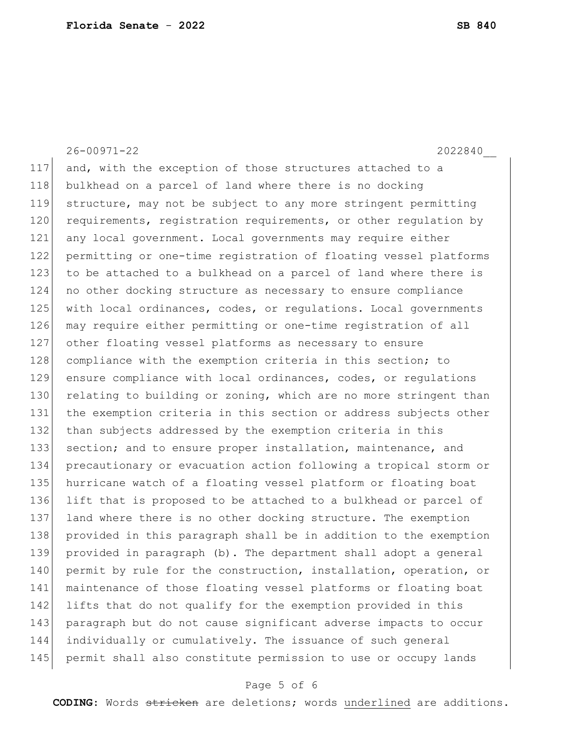and, with the exception of those structures attached to a bulkhead on a parcel of land where there is no docking structure, may not be subject to any more stringent permitting requirements, registration requirements, or other regulation by any local government. Local governments may require either permitting or one-time registration of floating vessel platforms to be attached to a bulkhead on a parcel of land where there is no other docking structure as necessary to ensure compliance with local ordinances, codes, or regulations. Local governments may require either permitting or one-time registration of all other floating vessel platforms as necessary to ensure compliance with the exemption criteria in this section; to ensure compliance with local ordinances, codes, or regulations relating to building or zoning, which are no more stringent than the exemption criteria in this section or address subjects other than subjects addressed by the exemption criteria in this section; and to ensure proper installation, maintenance, and precautionary or evacuation action following a tropical storm or hurricane watch of a floating vessel platform or floating boat lift that is proposed to be attached to a bulkhead or parcel of land where there is no other docking structure. The exemption provided in this paragraph shall be in addition to the exemption provided in paragraph (b). The department shall adopt a general permit by rule for the construction, installation, operation, or maintenance of those floating vessel platforms or floating boat lifts that do not qualify for the exemption provided in this paragraph but do not cause significant adverse impacts to occur individually or cumulatively. The issuance of such general permit shall also constitute permission to use or occupy lands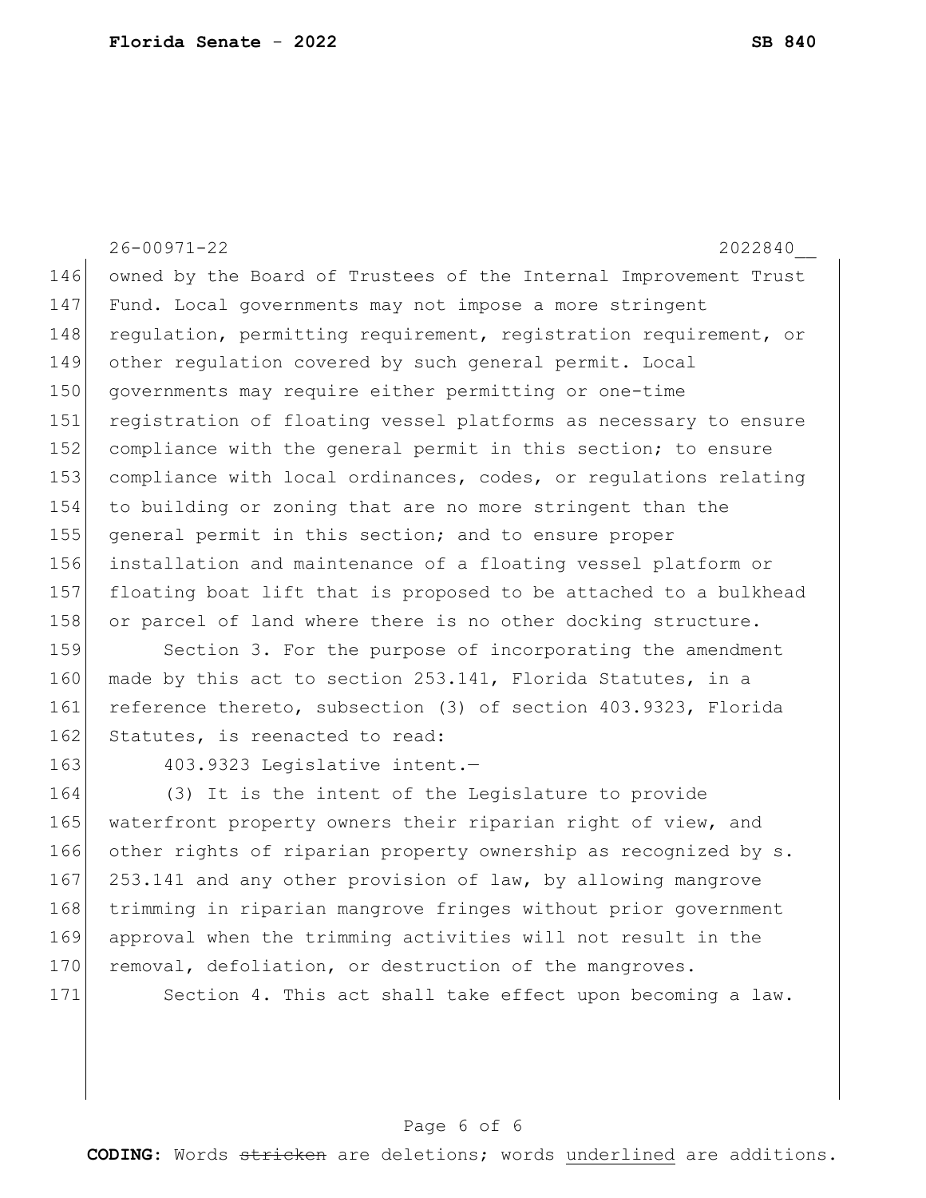owned by the Board of Trustees of the Internal Improvement Trust Fund. Local governments may not impose a more stringent regulation, permitting requirement, registration requirement, or other regulation covered by such general permit. Local governments may require either permitting or one-time registration of floating vessel platforms as necessary to ensure compliance with the general permit in this section; to ensure compliance with local ordinances, codes, or regulations relating to building or zoning that are no more stringent than the general permit in this section; and to ensure proper installation and maintenance of a floating vessel platform or floating boat lift that is proposed to be attached to a bulkhead or parcel of land where there is no other docking structure.

Section 3. For the purpose of incorporating the amendment made by this act to section 253.141, Florida Statutes, in a reference thereto, subsection (3) of section 403.9323, Florida Statutes, is reenacted to read:

403.9323 Legislative intent.—

(3) It is the intent of the Legislature to provide waterfront property owners their riparian right of view, and other rights of riparian property ownership as recognized by s. 253.141 and any other provision of law, by allowing mangrove trimming in riparian mangrove fringes without prior government approval when the trimming activities will not result in the removal, defoliation, or destruction of the mangroves.

Section 4. This act shall take effect upon becoming a law.